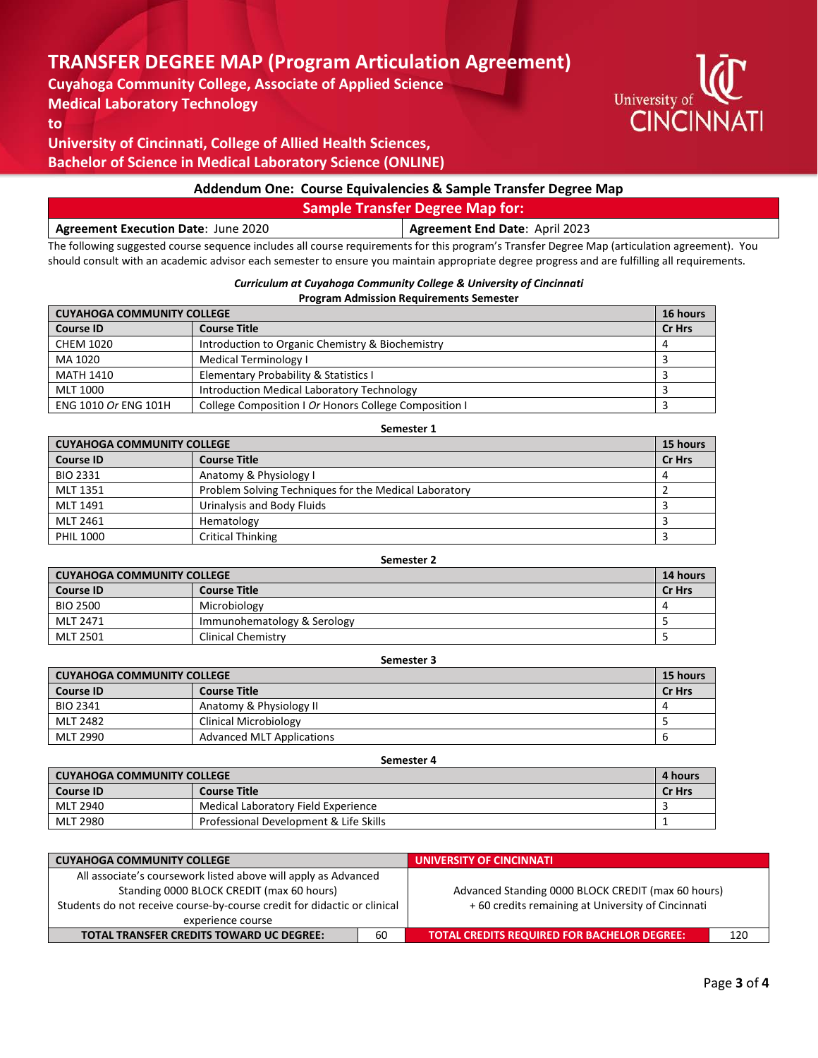# TRANSFER DEGREE MAP (Program Articulation Agreement)

**Cuyahoga Community College, Associate of Applied Science**
**Medical Laboratory Technology**
**to**
**University of Cincinnati, College of Allied Health Sciences,**
**Bachelor of Science in Medical Laboratory Science (ONLINE)**

## Addendum One: Course Equivalencies & Sample Transfer Degree Map

**Sample Transfer Degree Map for:**

| | |
|---|---|
| **Agreement Execution Date**: June 2020 | **Agreement End Date**: April 2023 |

The following suggested course sequence includes all course requirements for this program's Transfer Degree Map (articulation agreement). You should consult with an academic advisor each semester to ensure you maintain appropriate degree progress and are fulfilling all requirements.

***Curriculum at Cuyahoga Community College & University of Cincinnati***

**Program Admission Requirements Semester**

| CUYAHOGA COMMUNITY COLLEGE | | 16 hours |
|---|---|---|
| **Course ID** | **Course Title** | **Cr Hrs** |
| CHEM 1020 | Introduction to Organic Chemistry & Biochemistry | 4 |
| MA 1020 | Medical Terminology I | 3 |
| MATH 1410 | Elementary Probability & Statistics I | 3 |
| MLT 1000 | Introduction Medical Laboratory Technology | 3 |
| ENG 1010 *Or* ENG 101H | College Composition I *Or* Honors College Composition I | 3 |

**Semester 1**

| CUYAHOGA COMMUNITY COLLEGE | | 15 hours |
|---|---|---|
| **Course ID** | **Course Title** | **Cr Hrs** |
| BIO 2331 | Anatomy & Physiology I | 4 |
| MLT 1351 | Problem Solving Techniques for the Medical Laboratory | 2 |
| MLT 1491 | Urinalysis and Body Fluids | 3 |
| MLT 2461 | Hematology | 3 |
| PHIL 1000 | Critical Thinking | 3 |

**Semester 2**

| CUYAHOGA COMMUNITY COLLEGE | | 14 hours |
|---|---|---|
| **Course ID** | **Course Title** | **Cr Hrs** |
| BIO 2500 | Microbiology | 4 |
| MLT 2471 | Immunohematology & Serology | 5 |
| MLT 2501 | Clinical Chemistry | 5 |

**Semester 3**

| CUYAHOGA COMMUNITY COLLEGE | | 15 hours |
|---|---|---|
| **Course ID** | **Course Title** | **Cr Hrs** |
| BIO 2341 | Anatomy & Physiology II | 4 |
| MLT 2482 | Clinical Microbiology | 5 |
| MLT 2990 | Advanced MLT Applications | 6 |

**Semester 4**

| CUYAHOGA COMMUNITY COLLEGE | | 4 hours |
|---|---|---|
| **Course ID** | **Course Title** | **Cr Hrs** |
| MLT 2940 | Medical Laboratory Field Experience | 3 |
| MLT 2980 | Professional Development & Life Skills | 1 |

| CUYAHOGA COMMUNITY COLLEGE | | UNIVERSITY OF CINCINNATI | |
|---|---|---|---|
| All associate's coursework listed above will apply as Advanced Standing 0000 BLOCK CREDIT (max 60 hours) Students do not receive course-by-course credit for didactic or clinical experience course | | Advanced Standing 0000 BLOCK CREDIT (max 60 hours) + 60 credits remaining at University of Cincinnati | |
| **TOTAL TRANSFER CREDITS TOWARD UC DEGREE:** | 60 | **TOTAL CREDITS REQUIRED FOR BACHELOR DEGREE:** | 120 |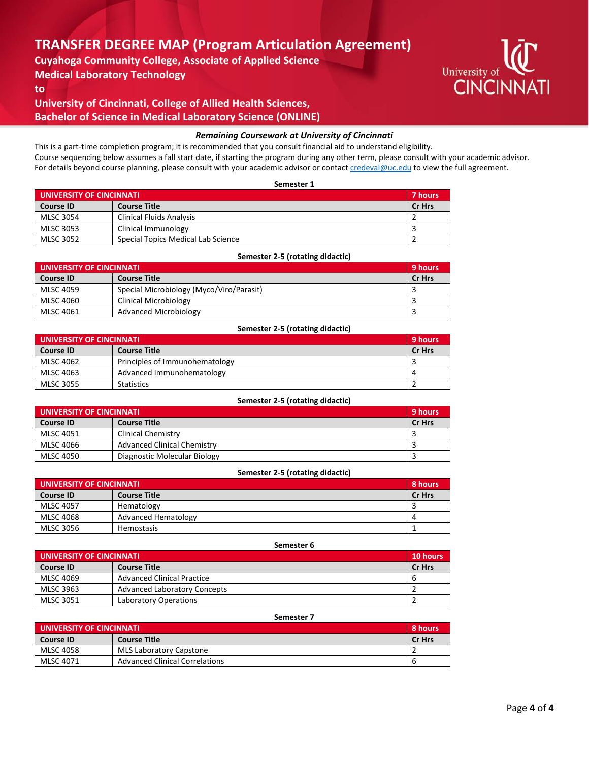# TRANSFER DEGREE MAP (Program Articulation Agreement)

## Cuyahoga Community College, Associate of Applied Science Medical Laboratory Technology to University of Cincinnati, College of Allied Health Sciences, Bachelor of Science in Medical Laboratory Science (ONLINE)

### *Remaining Coursework at University of Cincinnati*

This is a part-time completion program; it is recommended that you consult financial aid to understand eligibility.
Course sequencing below assumes a fall start date, if starting the program during any other term, please consult with your academic advisor.
For details beyond course planning, please consult with your academic advisor or contact credeval@uc.edu to view the full agreement.

**Semester 1**

| UNIVERSITY OF CINCINNATI | | 7 hours |
|---|---|---|
| **Course ID** | **Course Title** | **Cr Hrs** |
| MLSC 3054 | Clinical Fluids Analysis | 2 |
| MLSC 3053 | Clinical Immunology | 3 |
| MLSC 3052 | Special Topics Medical Lab Science | 2 |

**Semester 2-5 (rotating didactic)**

| UNIVERSITY OF CINCINNATI | | 9 hours |
|---|---|---|
| **Course ID** | **Course Title** | **Cr Hrs** |
| MLSC 4059 | Special Microbiology (Myco/Viro/Parasit) | 3 |
| MLSC 4060 | Clinical Microbiology | 3 |
| MLSC 4061 | Advanced Microbiology | 3 |

**Semester 2-5 (rotating didactic)**

| UNIVERSITY OF CINCINNATI | | 9 hours |
|---|---|---|
| **Course ID** | **Course Title** | **Cr Hrs** |
| MLSC 4062 | Principles of Immunohematology | 3 |
| MLSC 4063 | Advanced Immunohematology | 4 |
| MLSC 3055 | Statistics | 2 |

**Semester 2-5 (rotating didactic)**

| UNIVERSITY OF CINCINNATI | | 9 hours |
|---|---|---|
| **Course ID** | **Course Title** | **Cr Hrs** |
| MLSC 4051 | Clinical Chemistry | 3 |
| MLSC 4066 | Advanced Clinical Chemistry | 3 |
| MLSC 4050 | Diagnostic Molecular Biology | 3 |

**Semester 2-5 (rotating didactic)**

| UNIVERSITY OF CINCINNATI | | 8 hours |
|---|---|---|
| **Course ID** | **Course Title** | **Cr Hrs** |
| MLSC 4057 | Hematology | 3 |
| MLSC 4068 | Advanced Hematology | 4 |
| MLSC 3056 | Hemostasis | 1 |

**Semester 6**

| UNIVERSITY OF CINCINNATI | | 10 hours |
|---|---|---|
| **Course ID** | **Course Title** | **Cr Hrs** |
| MLSC 4069 | Advanced Clinical Practice | 6 |
| MLSC 3963 | Advanced Laboratory Concepts | 2 |
| MLSC 3051 | Laboratory Operations | 2 |

**Semester 7**

| UNIVERSITY OF CINCINNATI | | 8 hours |
|---|---|---|
| **Course ID** | **Course Title** | **Cr Hrs** |
| MLSC 4058 | MLS Laboratory Capstone | 2 |
| MLSC 4071 | Advanced Clinical Correlations | 6 |